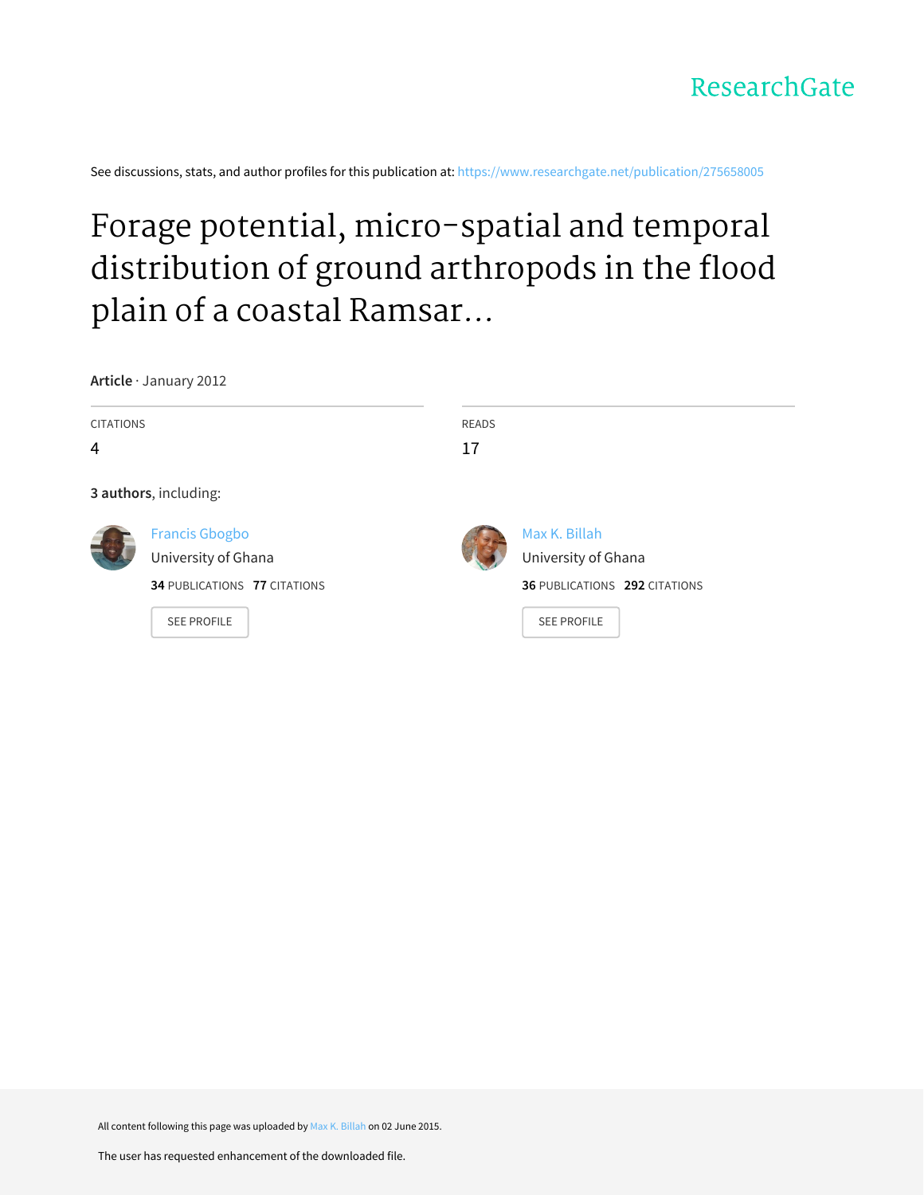ResearchGate

See discussions, stats, and author profiles for this publication at: https://www.researchgate.net/publication/275658005

# Forage potential, micro-spatial and temporal distribution of ground arthropods in the flood plain of a coastal Ramsar...

**Article** · January 2012

CITATIONS
4

READS
17

**3 authors**, including:

Francis Gbogbo
University of Ghana
**34** PUBLICATIONS **77** CITATIONS

SEE PROFILE

Max K. Billah
University of Ghana
**36** PUBLICATIONS **292** CITATIONS

SEE PROFILE

All content following this page was uploaded by Max K. Billah on 02 June 2015.

The user has requested enhancement of the downloaded file.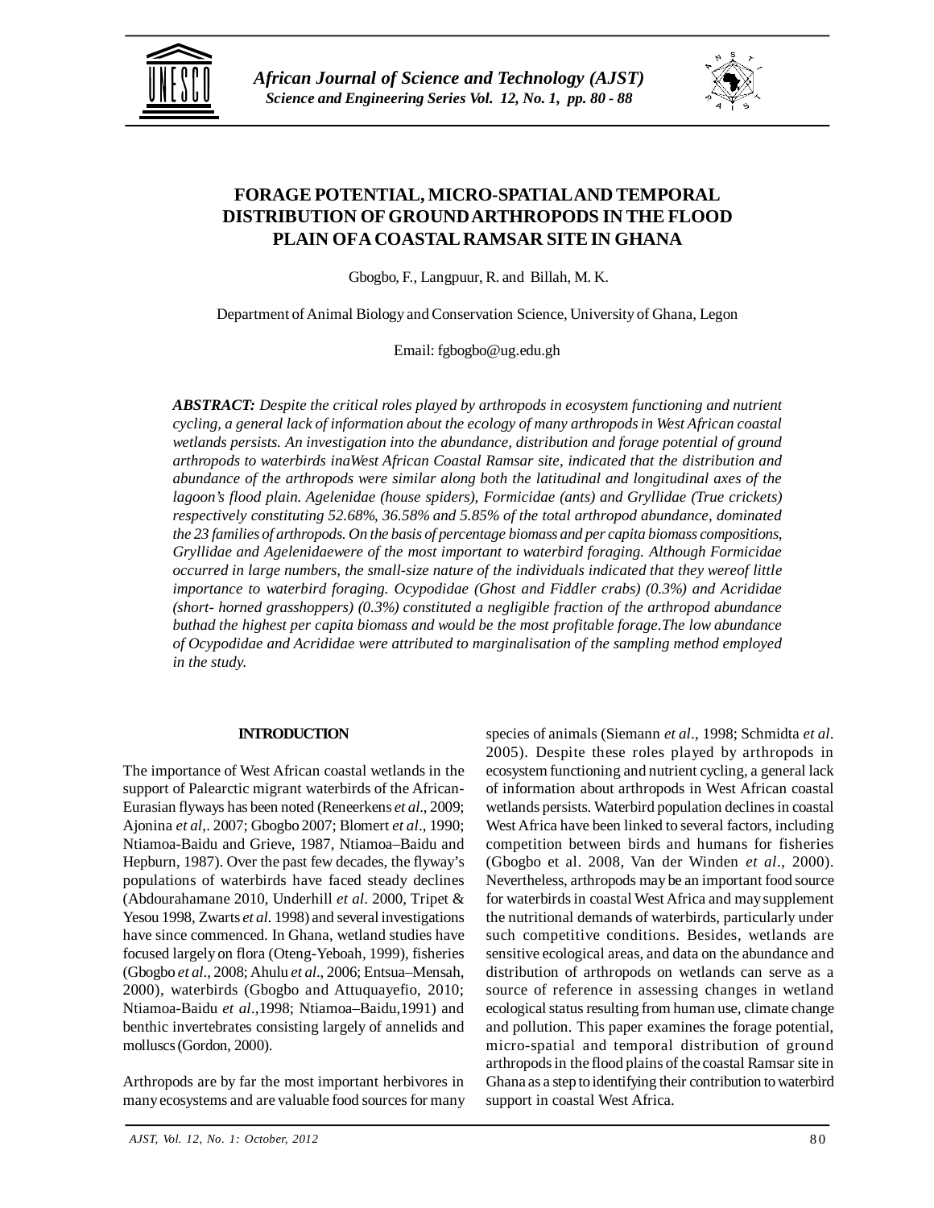# FORAGE POTENTIAL, MICRO-SPATIAL AND TEMPORAL DISTRIBUTION OF GROUND ARTHROPODS IN THE FLOOD PLAIN OF A COASTAL RAMSAR SITE IN GHANA

Gbogbo, F., Langpuur, R. and Billah, M. K.

Department of Animal Biology and Conservation Science, University of Ghana, Legon

Email: fgbogbo@ug.edu.gh

***ABSTRACT:*** *Despite the critical roles played by arthropods in ecosystem functioning and nutrient cycling, a general lack of information about the ecology of many arthropods in West African coastal wetlands persists. An investigation into the abundance, distribution and forage potential of ground arthropods to waterbirds inaWest African Coastal Ramsar site, indicated that the distribution and abundance of the arthropods were similar along both the latitudinal and longitudinal axes of the lagoon's flood plain. Agelenidae (house spiders), Formicidae (ants) and Gryllidae (True crickets) respectively constituting 52.68%, 36.58% and 5.85% of the total arthropod abundance, dominated the 23 families of arthropods. On the basis of percentage biomass and per capita biomass compositions, Gryllidae and Agelenidaewere of the most important to waterbird foraging. Although Formicidae occurred in large numbers, the small-size nature of the individuals indicated that they wereof little importance to waterbird foraging. Ocypodidae (Ghost and Fiddler crabs) (0.3%) and Acrididae (short- horned grasshoppers) (0.3%) constituted a negligible fraction of the arthropod abundance buthad the highest per capita biomass and would be the most profitable forage.The low abundance of Ocypodidae and Acrididae were attributed to marginalisation of the sampling method employed in the study.*

## INTRODUCTION

The importance of West African coastal wetlands in the support of Palearctic migrant waterbirds of the African-Eurasian flyways has been noted (Reneerkens *et al*., 2009; Ajonina *et al*,. 2007; Gbogbo 2007; Blomert *et al*., 1990; Ntiamoa-Baidu and Grieve, 1987, Ntiamoa–Baidu and Hepburn, 1987). Over the past few decades, the flyway's populations of waterbirds have faced steady declines (Abdourahamane 2010, Underhill *et al*. 2000, Tripet & Yesou 1998, Zwarts *et al*. 1998) and several investigations have since commenced. In Ghana, wetland studies have focused largely on flora (Oteng-Yeboah, 1999), fisheries (Gbogbo *et al*., 2008; Ahulu *et al*., 2006; Entsua–Mensah, 2000), waterbirds (Gbogbo and Attuquayefio, 2010; Ntiamoa-Baidu *et al*.,1998; Ntiamoa–Baidu,1991) and benthic invertebrates consisting largely of annelids and molluscs (Gordon, 2000).

Arthropods are by far the most important herbivores in many ecosystems and are valuable food sources for many species of animals (Siemann *et al*., 1998; Schmidta *et al*. 2005). Despite these roles played by arthropods in ecosystem functioning and nutrient cycling, a general lack of information about arthropods in West African coastal wetlands persists. Waterbird population declines in coastal West Africa have been linked to several factors, including competition between birds and humans for fisheries (Gbogbo et al. 2008, Van der Winden *et al*., 2000). Nevertheless, arthropods may be an important food source for waterbirds in coastal West Africa and may supplement the nutritional demands of waterbirds, particularly under such competitive conditions. Besides, wetlands are sensitive ecological areas, and data on the abundance and distribution of arthropods on wetlands can serve as a source of reference in assessing changes in wetland ecological status resulting from human use, climate change and pollution. This paper examines the forage potential, micro-spatial and temporal distribution of ground arthropods in the flood plains of the coastal Ramsar site in Ghana as a step to identifying their contribution to waterbird support in coastal West Africa.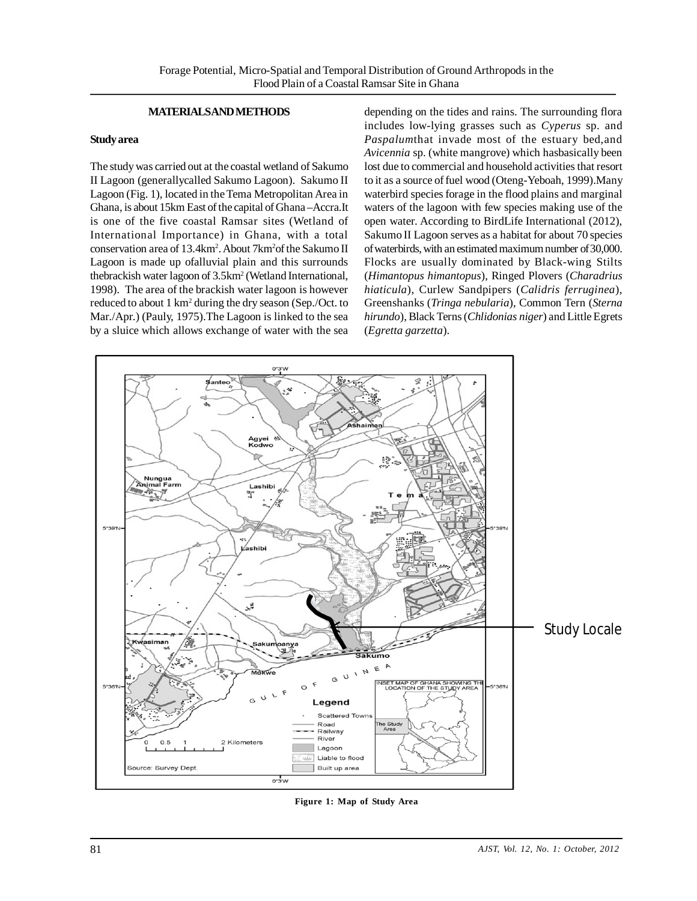## MATERIALS AND METHODS

### Study area

The study was carried out at the coastal wetland of Sakumo II Lagoon (generallycalled Sakumo Lagoon). Sakumo II Lagoon (Fig. 1), located in the Tema Metropolitan Area in Ghana, is about 15km East of the capital of Ghana –Accra.It is one of the five coastal Ramsar sites (Wetland of International Importance) in Ghana, with a total conservation area of 13.4km$^2$. About 7km$^2$of the Sakumo II Lagoon is made up ofalluvial plain and this surrounds thebrackish water lagoon of 3.5km$^2$ (Wetland International, 1998). The area of the brackish water lagoon is however reduced to about 1 km$^2$ during the dry season (Sep./Oct. to Mar./Apr.) (Pauly, 1975).The Lagoon is linked to the sea by a sluice which allows exchange of water with the sea depending on the tides and rains. The surrounding flora includes low-lying grasses such as *Cyperus* sp. and *Paspalum*that invade most of the estuary bed,and *Avicennia* sp. (white mangrove) which hasbasically been lost due to commercial and household activities that resort to it as a source of fuel wood (Oteng-Yeboah, 1999).Many waterbird species forage in the flood plains and marginal waters of the lagoon with few species making use of the open water. According to BirdLife International (2012), Sakumo II Lagoon serves as a habitat for about 70 species of waterbirds, with an estimated maximum number of 30,000. Flocks are usually dominated by Black-wing Stilts (*Himantopus himantopus*), Ringed Plovers (*Charadrius hiaticula*), Curlew Sandpipers (*Calidris ferruginea*), Greenshanks (*Tringa nebularia*), Common Tern (*Sterna hirundo*), Black Terns (*Chlidonias niger*) and Little Egrets (*Egretta garzetta*).

**Figure 1: Map of Study Area**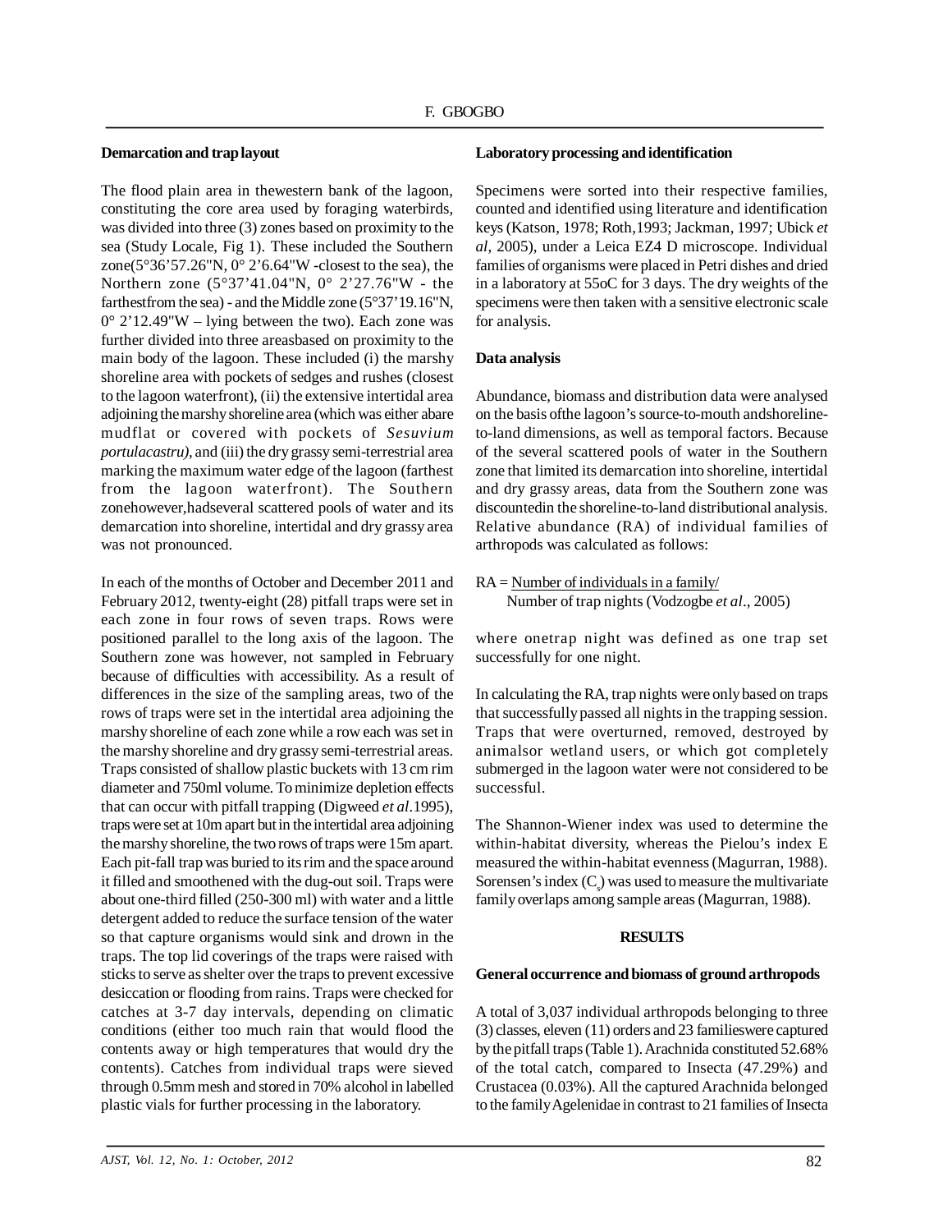### Demarcation and trap layout

The flood plain area in thewestern bank of the lagoon, constituting the core area used by foraging waterbirds, was divided into three (3) zones based on proximity to the sea (Study Locale, Fig 1). These included the Southern zone(5°36'57.26"N, 0° 2'6.64"W -closest to the sea), the Northern zone (5°37'41.04"N, 0° 2'27.76"W - the farthestfrom the sea) - and the Middle zone (5°37'19.16"N, 0° 2'12.49"W – lying between the two). Each zone was further divided into three areasbased on proximity to the main body of the lagoon. These included (i) the marshy shoreline area with pockets of sedges and rushes (closest to the lagoon waterfront), (ii) the extensive intertidal area adjoining the marshy shoreline area (which was either abare mudflat or covered with pockets of *Sesuvium portulacastru),* and (iii) the dry grassy semi-terrestrial area marking the maximum water edge of the lagoon (farthest from the lagoon waterfront). The Southern zonehowever,hadseveral scattered pools of water and its demarcation into shoreline, intertidal and dry grassy area was not pronounced.

In each of the months of October and December 2011 and February 2012, twenty-eight (28) pitfall traps were set in each zone in four rows of seven traps. Rows were positioned parallel to the long axis of the lagoon. The Southern zone was however, not sampled in February because of difficulties with accessibility. As a result of differences in the size of the sampling areas, two of the rows of traps were set in the intertidal area adjoining the marshy shoreline of each zone while a row each was set in the marshy shoreline and dry grassy semi-terrestrial areas. Traps consisted of shallow plastic buckets with 13 cm rim diameter and 750ml volume. To minimize depletion effects that can occur with pitfall trapping (Digweed *et al*.1995), traps were set at 10m apart but in the intertidal area adjoining the marshy shoreline, the two rows of traps were 15m apart. Each pit-fall trap was buried to its rim and the space around it filled and smoothened with the dug-out soil. Traps were about one-third filled (250-300 ml) with water and a little detergent added to reduce the surface tension of the water so that capture organisms would sink and drown in the traps. The top lid coverings of the traps were raised with sticks to serve as shelter over the traps to prevent excessive desiccation or flooding from rains. Traps were checked for catches at 3-7 day intervals, depending on climatic conditions (either too much rain that would flood the contents away or high temperatures that would dry the contents). Catches from individual traps were sieved through 0.5mm mesh and stored in 70% alcohol in labelled plastic vials for further processing in the laboratory.

### Laboratory processing and identification

Specimens were sorted into their respective families, counted and identified using literature and identification keys (Katson, 1978; Roth,1993; Jackman, 1997; Ubick *et al*, 2005), under a Leica EZ4 D microscope. Individual families of organisms were placed in Petri dishes and dried in a laboratory at 55oC for 3 days. The dry weights of the specimens were then taken with a sensitive electronic scale for analysis.

### Data analysis

Abundance, biomass and distribution data were analysed on the basis ofthe lagoon's source-to-mouth andshoreline-to-land dimensions, as well as temporal factors. Because of the several scattered pools of water in the Southern zone that limited its demarcation into shoreline, intertidal and dry grassy areas, data from the Southern zone was discountedin the shoreline-to-land distributional analysis. Relative abundance (RA) of individual families of arthropods was calculated as follows:

RA = Number of individuals in a family/ Number of trap nights (Vodzogbe *et al*., 2005)

where onetrap night was defined as one trap set successfully for one night.

In calculating the RA, trap nights were only based on traps that successfully passed all nights in the trapping session. Traps that were overturned, removed, destroyed by animalsor wetland users, or which got completely submerged in the lagoon water were not considered to be successful.

The Shannon-Wiener index was used to determine the within-habitat diversity, whereas the Pielou's index E measured the within-habitat evenness (Magurran, 1988). Sorensen's index ($C_s$) was used to measure the multivariate family overlaps among sample areas (Magurran, 1988).

## RESULTS

### General occurrence and biomass of ground arthropods

A total of 3,037 individual arthropods belonging to three (3) classes, eleven (11) orders and 23 familieswere captured by the pitfall traps (Table 1). Arachnida constituted 52.68% of the total catch, compared to Insecta (47.29%) and Crustacea (0.03%). All the captured Arachnida belonged to the family Agelenidae in contrast to 21 families of Insecta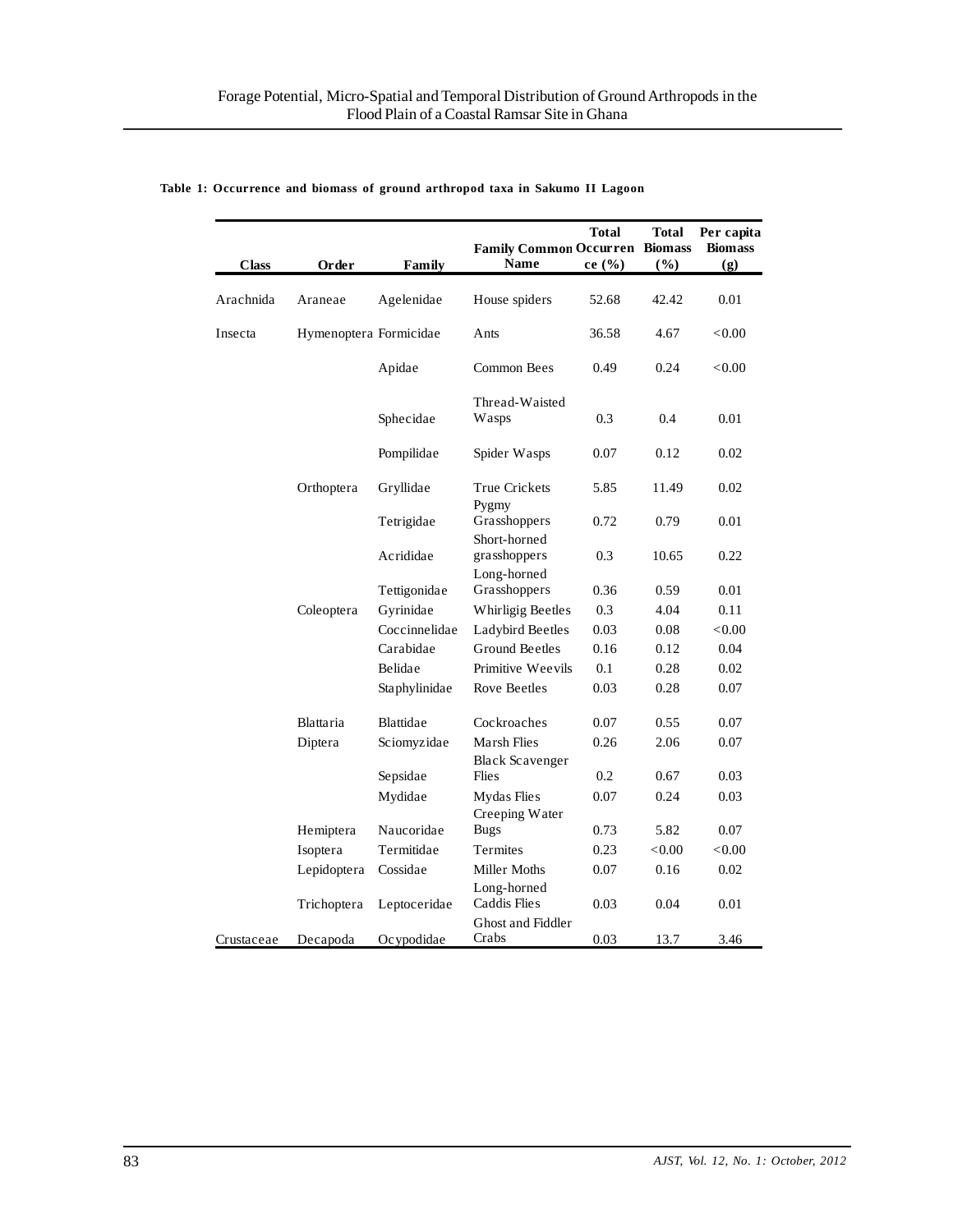**Table 1: Occurrence and biomass of ground arthropod taxa in Sakumo II Lagoon**

| Class | Order | Family | Family Common Name | Total Occurrence (%) | Total Biomass (%) | Per capita Biomass (g) |
|---|---|---|---|---|---|---|
| Arachnida | Araneae | Agelenidae | House spiders | 52.68 | 42.42 | 0.01 |
| Insecta | Hymenoptera | Formicidae | Ants | 36.58 | 4.67 | <0.00 |
| | | Apidae | Common Bees | 0.49 | 0.24 | <0.00 |
| | | Sphecidae | Thread-Waisted Wasps | 0.3 | 0.4 | 0.01 |
| | | Pompilidae | Spider Wasps | 0.07 | 0.12 | 0.02 |
| | Orthoptera | Gryllidae | True Crickets | 5.85 | 11.49 | 0.02 |
| | | Tetrigidae | Pygmy Grasshoppers | 0.72 | 0.79 | 0.01 |
| | | Acrididae | Short-horned grasshoppers | 0.3 | 10.65 | 0.22 |
| | | Tettigonidae | Long-horned Grasshoppers | 0.36 | 0.59 | 0.01 |
| | Coleoptera | Gyrinidae | Whirligig Beetles | 0.3 | 4.04 | 0.11 |
| | | Coccinnelidae | Ladybird Beetles | 0.03 | 0.08 | <0.00 |
| | | Carabidae | Ground Beetles | 0.16 | 0.12 | 0.04 |
| | | Belidae | Primitive Weevils | 0.1 | 0.28 | 0.02 |
| | | Staphylinidae | Rove Beetles | 0.03 | 0.28 | 0.07 |
| | Blattaria | Blattidae | Cockroaches | 0.07 | 0.55 | 0.07 |
| | Diptera | Sciomyzidae | Marsh Flies | 0.26 | 2.06 | 0.07 |
| | | Sepsidae | Black Scavenger Flies | 0.2 | 0.67 | 0.03 |
| | | Mydidae | Mydas Flies | 0.07 | 0.24 | 0.03 |
| | Hemiptera | Naucoridae | Creeping Water Bugs | 0.73 | 5.82 | 0.07 |
| | Isoptera | Termitidae | Termites | 0.23 | <0.00 | <0.00 |
| | Lepidoptera | Cossidae | Miller Moths | 0.07 | 0.16 | 0.02 |
| | Trichoptera | Leptoceridae | Long-horned Caddis Flies | 0.03 | 0.04 | 0.01 |
| Crustaceae | Decapoda | Ocypodidae | Ghost and Fiddler Crabs | 0.03 | 13.7 | 3.46 |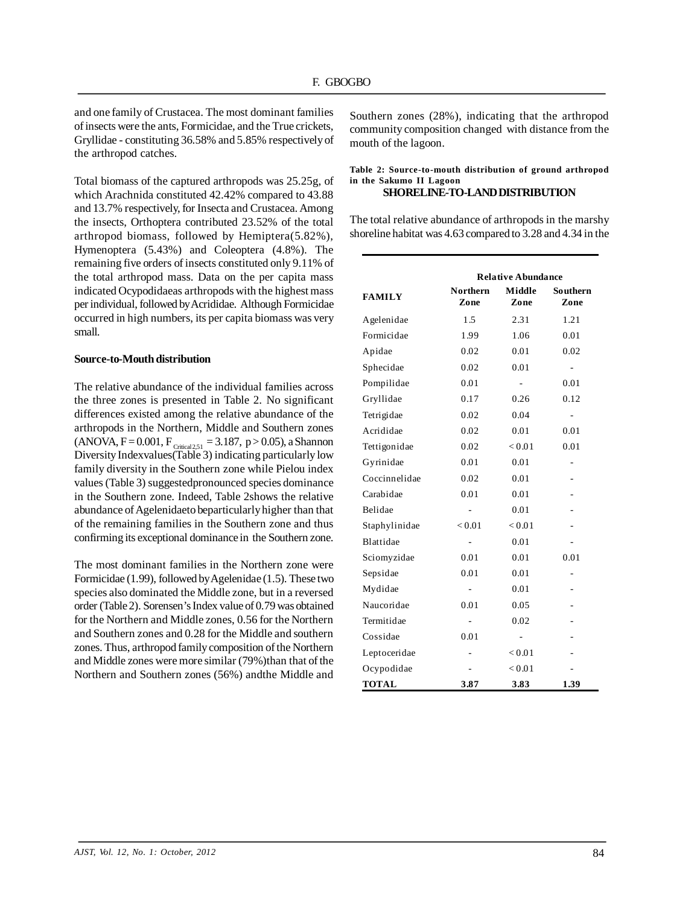and one family of Crustacea. The most dominant families of insects were the ants, Formicidae, and the True crickets, Gryllidae - constituting 36.58% and 5.85% respectively of the arthropod catches.

Total biomass of the captured arthropods was 25.25g, of which Arachnida constituted 42.42% compared to 43.88 and 13.7% respectively, for Insecta and Crustacea. Among the insects, Orthoptera contributed 23.52% of the total arthropod biomass, followed by Hemiptera(5.82%), Hymenoptera (5.43%) and Coleoptera (4.8%). The remaining five orders of insects constituted only 9.11% of the total arthropod mass. Data on the per capita mass indicated Ocypodidaeas arthropods with the highest mass per individual, followed by Acrididae. Although Formicidae occurred in high numbers, its per capita biomass was very small.

**Source-to-Mouth distribution**

The relative abundance of the individual families across the three zones is presented in Table 2. No significant differences existed among the relative abundance of the arthropods in the Northern, Middle and Southern zones (ANOVA, $F = 0.001$, $F_{Critical\,2,51} = 3.187$, $p > 0.05$), a Shannon Diversity Indexvalues(Table 3) indicating particularly low family diversity in the Southern zone while Pielou index values (Table 3) suggestedpronounced species dominance in the Southern zone. Indeed, Table 2shows the relative abundance of Agelenidaeto beparticularly higher than that of the remaining families in the Southern zone and thus confirming its exceptional dominance in the Southern zone.

The most dominant families in the Northern zone were Formicidae (1.99), followed by Agelenidae (1.5). These two species also dominated the Middle zone, but in a reversed order (Table 2). Sorensen's Index value of 0.79 was obtained for the Northern and Middle zones, 0.56 for the Northern and Southern zones and 0.28 for the Middle and southern zones. Thus, arthropod family composition of the Northern and Middle zones were more similar (79%)than that of the Northern and Southern zones (56%) andthe Middle and Southern zones (28%), indicating that the arthropod community composition changed with distance from the mouth of the lagoon.

**Table 2: Source-to-mouth distribution of ground arthropod in the Sakumo II Lagoon**

| FAMILY | Relative Abundance | | |
|---|---|---|---|
| | **Northern Zone** | **Middle Zone** | **Southern Zone** |
| Agelenidae | 1.5 | 2.31 | 1.21 |
| Formicidae | 1.99 | 1.06 | 0.01 |
| Apidae | 0.02 | 0.01 | 0.02 |
| Sphecidae | 0.02 | 0.01 | - |
| Pompilidae | 0.01 | - | 0.01 |
| Gryllidae | 0.17 | 0.26 | 0.12 |
| Tetrigidae | 0.02 | 0.04 | - |
| Acrididae | 0.02 | 0.01 | 0.01 |
| Tettigonidae | 0.02 | < 0.01 | 0.01 |
| Gyrinidae | 0.01 | 0.01 | - |
| Coccinnelidae | 0.02 | 0.01 | - |
| Carabidae | 0.01 | 0.01 | - |
| Belidae | - | 0.01 | - |
| Staphylinidae | < 0.01 | < 0.01 | - |
| Blattidae | - | 0.01 | - |
| Sciomyzidae | 0.01 | 0.01 | 0.01 |
| Sepsidae | 0.01 | 0.01 | - |
| Mydidae | - | 0.01 | - |
| Naucoridae | 0.01 | 0.05 | - |
| Termitidae | - | 0.02 | - |
| Cossidae | 0.01 | - | - |
| Leptoceridae | - | < 0.01 | - |
| Ocypodidae | - | < 0.01 | - |
| **TOTAL** | **3.87** | **3.83** | **1.39** |

**SHORELINE-TO-LAND DISTRIBUTION**

The total relative abundance of arthropods in the marshy shoreline habitat was 4.63 compared to 3.28 and 4.34 in the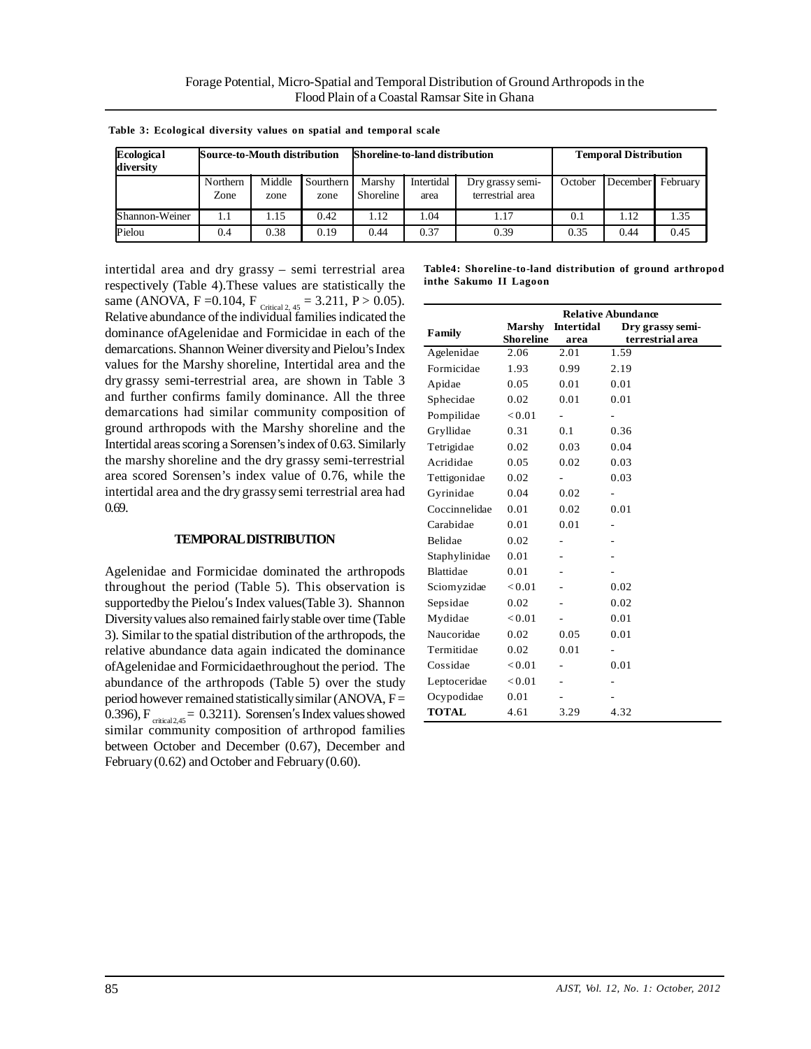**Table 3: Ecological diversity values on spatial and temporal scale**

| Ecological diversity | Source-to-Mouth distribution | | | Shoreline-to-land distribution | | | Temporal Distribution | | |
|---|---|---|---|---|---|---|---|---|---|
| | Northern Zone | Middle zone | Sourthern zone | Marshy Shoreline | Intertidal area | Dry grassy semi-terrestrial area | October | December | February |
| Shannon-Weiner | 1.1 | 1.15 | 0.42 | 1.12 | 1.04 | 1.17 | 0.1 | 1.12 | 1.35 |
| Pielou | 0.4 | 0.38 | 0.19 | 0.44 | 0.37 | 0.39 | 0.35 | 0.44 | 0.45 |

intertidal area and dry grassy – semi terrestrial area respectively (Table 4).These values are statistically the same (ANOVA, F =0.104, $F_{Critical\ 2,\ 45} = 3.211$, $P > 0.05$). Relative abundance of the individual families indicated the dominance ofAgelenidae and Formicidae in each of the demarcations. Shannon Weiner diversity and Pielou's Index values for the Marshy shoreline, Intertidal area and the dry grassy semi-terrestrial area, are shown in Table 3 and further confirms family dominance. All the three demarcations had similar community composition of ground arthropods with the Marshy shoreline and the Intertidal areas scoring a Sorensen's index of 0.63. Similarly the marshy shoreline and the dry grassy semi-terrestrial area scored Sorensen's index value of 0.76, while the intertidal area and the dry grassy semi terrestrial area had 0.69.

## TEMPORAL DISTRIBUTION

Agelenidae and Formicidae dominated the arthropods throughout the period (Table 5). This observation is supportedby the Pielou's Index values(Table 3). Shannon Diversity values also remained fairly stable over time (Table 3). Similar to the spatial distribution of the arthropods, the relative abundance data again indicated the dominance ofAgelenidae and Formicidaethroughout the period. The abundance of the arthropods (Table 5) over the study period however remained statistically similar (ANOVA, F = 0.396), $F_{critical\ 2,45} = 0.3211$). Sorensen's Index values showed similar community composition of arthropod families between October and December (0.67), December and February (0.62) and October and February (0.60).

**Table4: Shoreline-to-land distribution of ground arthropod inthe Sakumo II Lagoon**

| Family | Relative Abundance | | |
|---|---|---|---|
| | Marshy Shoreline | Intertidal area | Dry grassy semi-terrestrial area |
| Agelenidae | 2.06 | 2.01 | 1.59 |
| Formicidae | 1.93 | 0.99 | 2.19 |
| Apidae | 0.05 | 0.01 | 0.01 |
| Sphecidae | 0.02 | 0.01 | 0.01 |
| Pompilidae | <0.01 | - | - |
| Gryllidae | 0.31 | 0.1 | 0.36 |
| Tetrigidae | 0.02 | 0.03 | 0.04 |
| Acrididae | 0.05 | 0.02 | 0.03 |
| Tettigonidae | 0.02 | - | 0.03 |
| Gyrinidae | 0.04 | 0.02 | - |
| Coccinnelidae | 0.01 | 0.02 | 0.01 |
| Carabidae | 0.01 | 0.01 | - |
| Belidae | 0.02 | - | - |
| Staphylinidae | 0.01 | - | - |
| Blattidae | 0.01 | - | - |
| Sciomyzidae | <0.01 | - | 0.02 |
| Sepsidae | 0.02 | - | 0.02 |
| Mydidae | <0.01 | - | 0.01 |
| Naucoridae | 0.02 | 0.05 | 0.01 |
| Termitidae | 0.02 | 0.01 | - |
| Cossidae | <0.01 | - | 0.01 |
| Leptoceridae | <0.01 | - | - |
| Ocypodidae | 0.01 | - | - |
| **TOTAL** | 4.61 | 3.29 | 4.32 |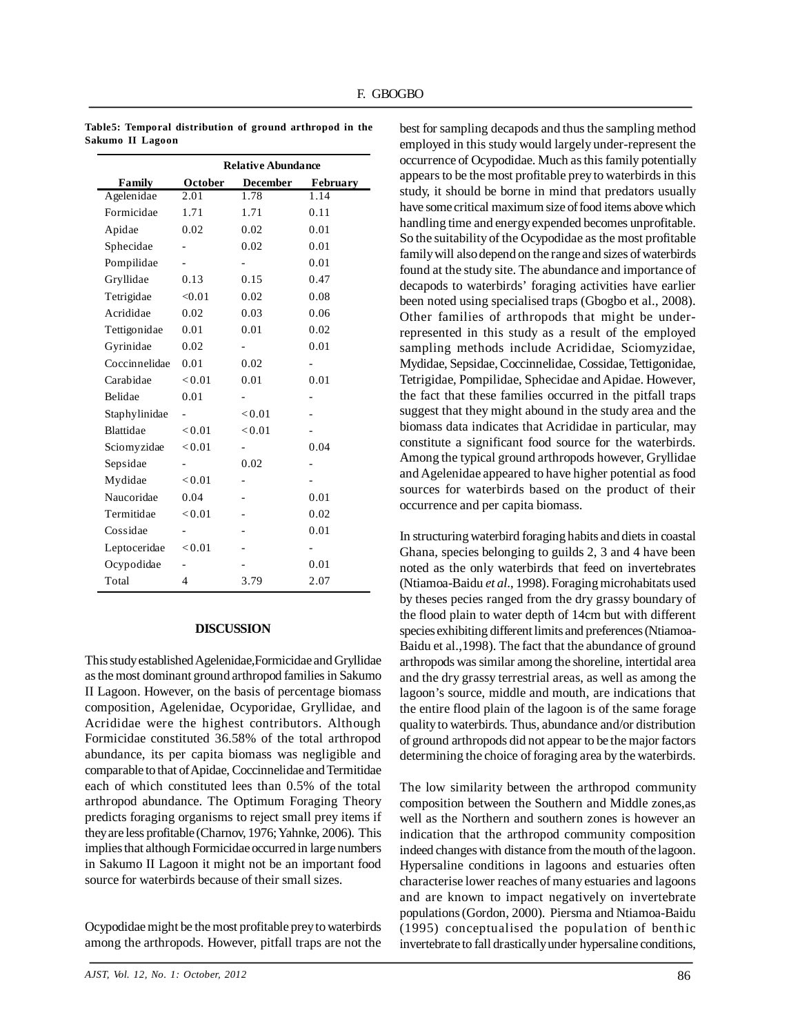**Table5: Temporal distribution of ground arthropod in the Sakumo II Lagoon**

| | Relative Abundance | | |
|---|---|---|---|
| Family | October | December | February |
| Agelenidae | 2.01 | 1.78 | 1.14 |
| Formicidae | 1.71 | 1.71 | 0.11 |
| Apidae | 0.02 | 0.02 | 0.01 |
| Sphecidae | - | 0.02 | 0.01 |
| Pompilidae | - | - | 0.01 |
| Gryllidae | 0.13 | 0.15 | 0.47 |
| Tetrigidae | <0.01 | 0.02 | 0.08 |
| Acrididae | 0.02 | 0.03 | 0.06 |
| Tettigonidae | 0.01 | 0.01 | 0.02 |
| Gyrinidae | 0.02 | - | 0.01 |
| Coccinnelidae | 0.01 | 0.02 | - |
| Carabidae | < 0.01 | 0.01 | 0.01 |
| Belidae | 0.01 | - | - |
| Staphylinidae | - | < 0.01 | - |
| Blattidae | < 0.01 | < 0.01 | - |
| Sciomyzidae | < 0.01 | - | 0.04 |
| Sepsidae | - | 0.02 | - |
| Mydidae | < 0.01 | - | - |
| Naucoridae | 0.04 | - | 0.01 |
| Termitidae | < 0.01 | - | 0.02 |
| Cossidae | - | - | 0.01 |
| Leptoceridae | < 0.01 | - | - |
| Ocypodidae | - | - | 0.01 |
| Total | 4 | 3.79 | 2.07 |

## DISCUSSION

This study established Agelenidae,Formicidae and Gryllidae as the most dominant ground arthropod families in Sakumo II Lagoon. However, on the basis of percentage biomass composition, Agelenidae, Ocyporidae, Gryllidae, and Acrididae were the highest contributors. Although Formicidae constituted 36.58% of the total arthropod abundance, its per capita biomass was negligible and comparable to that of Apidae, Coccinnelidae and Termitidae each of which constituted lees than 0.5% of the total arthropod abundance. The Optimum Foraging Theory predicts foraging organisms to reject small prey items if they are less profitable (Charnov, 1976; Yahnke, 2006). This implies that although Formicidae occurred in large numbers in Sakumo II Lagoon it might not be an important food source for waterbirds because of their small sizes.

Ocypodidae might be the most profitable prey to waterbirds among the arthropods. However, pitfall traps are not the best for sampling decapods and thus the sampling method employed in this study would largely under-represent the occurrence of Ocypodidae. Much as this family potentially appears to be the most profitable prey to waterbirds in this study, it should be borne in mind that predators usually have some critical maximum size of food items above which handling time and energy expended becomes unprofitable. So the suitability of the Ocypodidae as the most profitable family will also depend on the range and sizes of waterbirds found at the study site. The abundance and importance of decapods to waterbirds' foraging activities have earlier been noted using specialised traps (Gbogbo et al., 2008). Other families of arthropods that might be under-represented in this study as a result of the employed sampling methods include Acrididae, Sciomyzidae, Mydidae, Sepsidae, Coccinnelidae, Cossidae, Tettigonidae, Tetrigidae, Pompilidae, Sphecidae and Apidae. However, the fact that these families occurred in the pitfall traps suggest that they might abound in the study area and the biomass data indicates that Acrididae in particular, may constitute a significant food source for the waterbirds. Among the typical ground arthropods however, Gryllidae and Agelenidae appeared to have higher potential as food sources for waterbirds based on the product of their occurrence and per capita biomass.

In structuring waterbird foraging habits and diets in coastal Ghana, species belonging to guilds 2, 3 and 4 have been noted as the only waterbirds that feed on invertebrates (Ntiamoa-Baidu *et al*., 1998). Foraging microhabitats used by theses pecies ranged from the dry grassy boundary of the flood plain to water depth of 14cm but with different species exhibiting different limits and preferences (Ntiamoa-Baidu et al.,1998). The fact that the abundance of ground arthropods was similar among the shoreline, intertidal area and the dry grassy terrestrial areas, as well as among the lagoon's source, middle and mouth, are indications that the entire flood plain of the lagoon is of the same forage quality to waterbirds. Thus, abundance and/or distribution of ground arthropods did not appear to be the major factors determining the choice of foraging area by the waterbirds.

The low similarity between the arthropod community composition between the Southern and Middle zones,as well as the Northern and southern zones is however an indication that the arthropod community composition indeed changes with distance from the mouth of the lagoon. Hypersaline conditions in lagoons and estuaries often characterise lower reaches of many estuaries and lagoons and are known to impact negatively on invertebrate populations (Gordon, 2000). Piersma and Ntiamoa-Baidu (1995) conceptualised the population of benthic invertebrate to fall drastically under hypersaline conditions,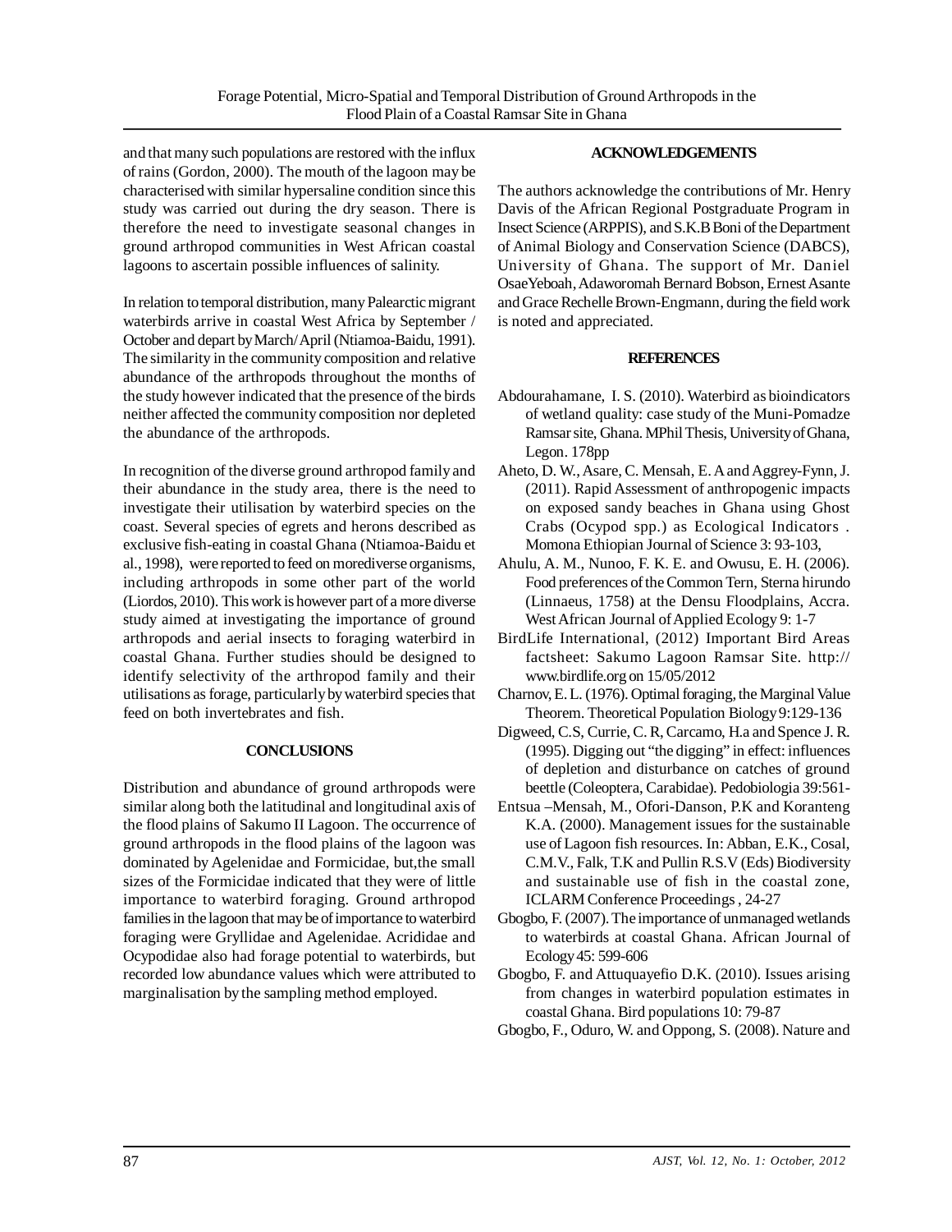and that many such populations are restored with the influx of rains (Gordon, 2000). The mouth of the lagoon may be characterised with similar hypersaline condition since this study was carried out during the dry season. There is therefore the need to investigate seasonal changes in ground arthropod communities in West African coastal lagoons to ascertain possible influences of salinity.

In relation to temporal distribution, many Palearctic migrant waterbirds arrive in coastal West Africa by September / October and depart by March/April (Ntiamoa-Baidu, 1991). The similarity in the community composition and relative abundance of the arthropods throughout the months of the study however indicated that the presence of the birds neither affected the community composition nor depleted the abundance of the arthropods.

In recognition of the diverse ground arthropod family and their abundance in the study area, there is the need to investigate their utilisation by waterbird species on the coast. Several species of egrets and herons described as exclusive fish-eating in coastal Ghana (Ntiamoa-Baidu et al., 1998), were reported to feed on morediverse organisms, including arthropods in some other part of the world (Liordos, 2010). This work is however part of a more diverse study aimed at investigating the importance of ground arthropods and aerial insects to foraging waterbird in coastal Ghana. Further studies should be designed to identify selectivity of the arthropod family and their utilisations as forage, particularly by waterbird species that feed on both invertebrates and fish.

## CONCLUSIONS

Distribution and abundance of ground arthropods were similar along both the latitudinal and longitudinal axis of the flood plains of Sakumo II Lagoon. The occurrence of ground arthropods in the flood plains of the lagoon was dominated by Agelenidae and Formicidae, but,the small sizes of the Formicidae indicated that they were of little importance to waterbird foraging. Ground arthropod families in the lagoon that may be of importance to waterbird foraging were Gryllidae and Agelenidae. Acrididae and Ocypodidae also had forage potential to waterbirds, but recorded low abundance values which were attributed to marginalisation by the sampling method employed.

## ACKNOWLEDGEMENTS

The authors acknowledge the contributions of Mr. Henry Davis of the African Regional Postgraduate Program in Insect Science (ARPPIS), and S.K.B Boni of the Department of Animal Biology and Conservation Science (DABCS), University of Ghana. The support of Mr. Daniel OsaeYeboah, Adaworomah Bernard Bobson, Ernest Asante and Grace Rechelle Brown-Engmann, during the field work is noted and appreciated.

## REFERENCES

Abdourahamane, I. S. (2010). Waterbird as bioindicators of wetland quality: case study of the Muni-Pomadze Ramsar site, Ghana. MPhil Thesis, University of Ghana, Legon. 178pp

Aheto, D. W., Asare, C. Mensah, E. A and Aggrey-Fynn, J. (2011). Rapid Assessment of anthropogenic impacts on exposed sandy beaches in Ghana using Ghost Crabs (Ocypod spp.) as Ecological Indicators . Momona Ethiopian Journal of Science 3: 93-103,

Ahulu, A. M., Nunoo, F. K. E. and Owusu, E. H. (2006). Food preferences of the Common Tern, Sterna hirundo (Linnaeus, 1758) at the Densu Floodplains, Accra. West African Journal of Applied Ecology 9: 1-7

BirdLife International, (2012) Important Bird Areas factsheet: Sakumo Lagoon Ramsar Site. http://www.birdlife.org on 15/05/2012

Charnov, E. L. (1976). Optimal foraging, the Marginal Value Theorem. Theoretical Population Biology 9:129-136

Digweed, C.S, Currie, C. R, Carcamo, H.a and Spence J. R. (1995). Digging out "the digging" in effect: influences of depletion and disturbance on catches of ground beettle (Coleoptera, Carabidae). Pedobiologia 39:561-

Entsua –Mensah, M., Ofori-Danson, P.K and Koranteng K.A. (2000). Management issues for the sustainable use of Lagoon fish resources. In: Abban, E.K., Cosal, C.M.V., Falk, T.K and Pullin R.S.V (Eds) Biodiversity and sustainable use of fish in the coastal zone, ICLARM Conference Proceedings , 24-27

Gbogbo, F. (2007). The importance of unmanaged wetlands to waterbirds at coastal Ghana. African Journal of Ecology 45: 599-606

Gbogbo, F. and Attuquayefio D.K. (2010). Issues arising from changes in waterbird population estimates in coastal Ghana. Bird populations 10: 79-87

Gbogbo, F., Oduro, W. and Oppong, S. (2008). Nature and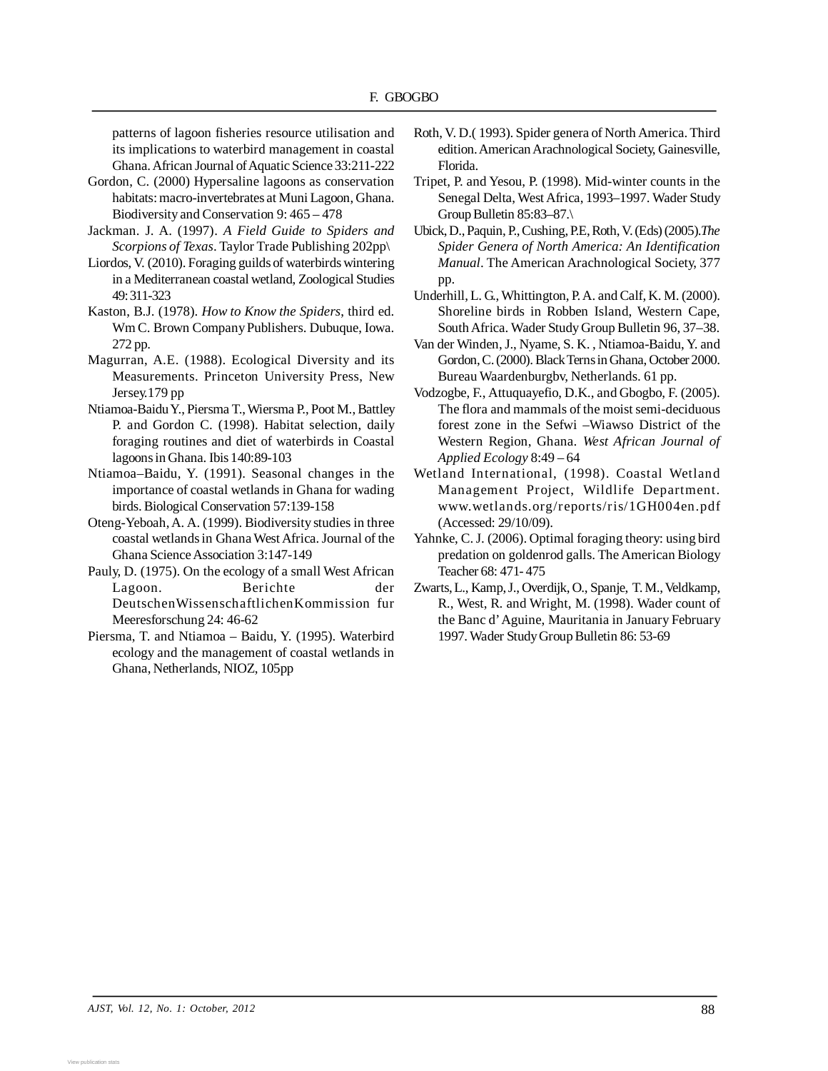patterns of lagoon fisheries resource utilisation and its implications to waterbird management in coastal Ghana. African Journal of Aquatic Science 33:211-222

Gordon, C. (2000) Hypersaline lagoons as conservation habitats: macro-invertebrates at Muni Lagoon, Ghana. Biodiversity and Conservation 9: 465 – 478

Jackman. J. A. (1997). *A Field Guide to Spiders and Scorpions of Texas*. Taylor Trade Publishing 202pp\

Liordos, V. (2010). Foraging guilds of waterbirds wintering in a Mediterranean coastal wetland, Zoological Studies 49: 311-323

Kaston, B.J. (1978). *How to Know the Spiders*, third ed. Wm C. Brown Company Publishers. Dubuque, Iowa. 272 pp.

Magurran, A.E. (1988). Ecological Diversity and its Measurements. Princeton University Press, New Jersey.179 pp

Ntiamoa-Baidu Y., Piersma T., Wiersma P., Poot M., Battley P. and Gordon C. (1998). Habitat selection, daily foraging routines and diet of waterbirds in Coastal lagoons in Ghana. Ibis 140:89-103

Ntiamoa–Baidu, Y. (1991). Seasonal changes in the importance of coastal wetlands in Ghana for wading birds. Biological Conservation 57:139-158

Oteng-Yeboah, A. A. (1999). Biodiversity studies in three coastal wetlands in Ghana West Africa. Journal of the Ghana Science Association 3:147-149

Pauly, D. (1975). On the ecology of a small West African Lagoon. Berichte der DeutschenWissenschaftlichenKommission fur Meeresforschung 24: 46-62

Piersma, T. and Ntiamoa – Baidu, Y. (1995). Waterbird ecology and the management of coastal wetlands in Ghana, Netherlands, NIOZ, 105pp

Roth, V. D.( 1993). Spider genera of North America. Third edition. American Arachnological Society, Gainesville, Florida.

Tripet, P. and Yesou, P. (1998). Mid-winter counts in the Senegal Delta, West Africa, 1993–1997. Wader Study Group Bulletin 85:83–87.\

Ubick, D., Paquin, P., Cushing, P.E, Roth, V. (Eds) (2005).*The Spider Genera of North America: An Identification Manual*. The American Arachnological Society, 377 pp.

Underhill, L. G., Whittington, P. A. and Calf, K. M. (2000). Shoreline birds in Robben Island, Western Cape, South Africa. Wader Study Group Bulletin 96, 37–38.

Van der Winden, J., Nyame, S. K. , Ntiamoa-Baidu, Y. and Gordon, C. (2000). Black Terns in Ghana, October 2000. Bureau Waardenburgbv, Netherlands. 61 pp.

Vodzogbe, F., Attuquayefio, D.K., and Gbogbo, F. (2005). The flora and mammals of the moist semi-deciduous forest zone in the Sefwi –Wiawso District of the Western Region, Ghana. *West African Journal of Applied Ecology* 8:49 – 64

Wetland International, (1998). Coastal Wetland Management Project, Wildlife Department. www.wetlands.org/reports/ris/1GH004en.pdf (Accessed: 29/10/09).

Yahnke, C. J. (2006). Optimal foraging theory: using bird predation on goldenrod galls. The American Biology Teacher 68: 471- 475

Zwarts, L., Kamp, J., Overdijk, O., Spanje, T. M., Veldkamp, R., West, R. and Wright, M. (1998). Wader count of the Banc d' Aguine, Mauritania in January February 1997. Wader Study Group Bulletin 86: 53-69